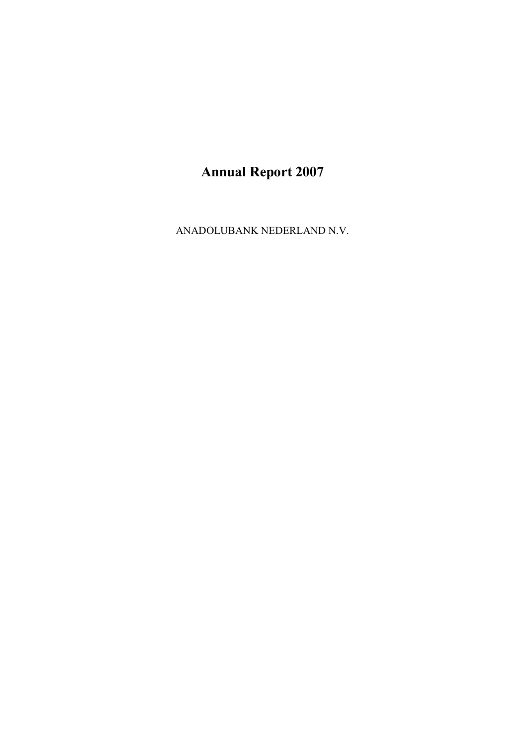# Annual Report 2007

ANADOLUBANK NEDERLAND N.V.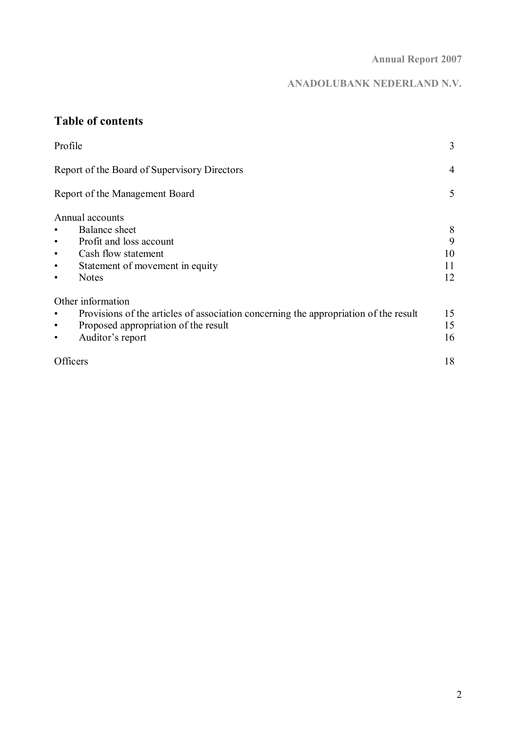## Table of contents

| | |
|---|---|
| Profile | 3 |
| Report of the Board of Supervisory Directors | 4 |
| Report of the Management Board | 5 |
| Annual accounts | |
| • Balance sheet | 8 |
| • Profit and loss account | 9 |
| • Cash flow statement | 10 |
| • Statement of movement in equity | 11 |
| • Notes | 12 |
| Other information | |
| • Provisions of the articles of association concerning the appropriation of the result | 15 |
| • Proposed appropriation of the result | 15 |
| • Auditor's report | 16 |
| Officers | 18 |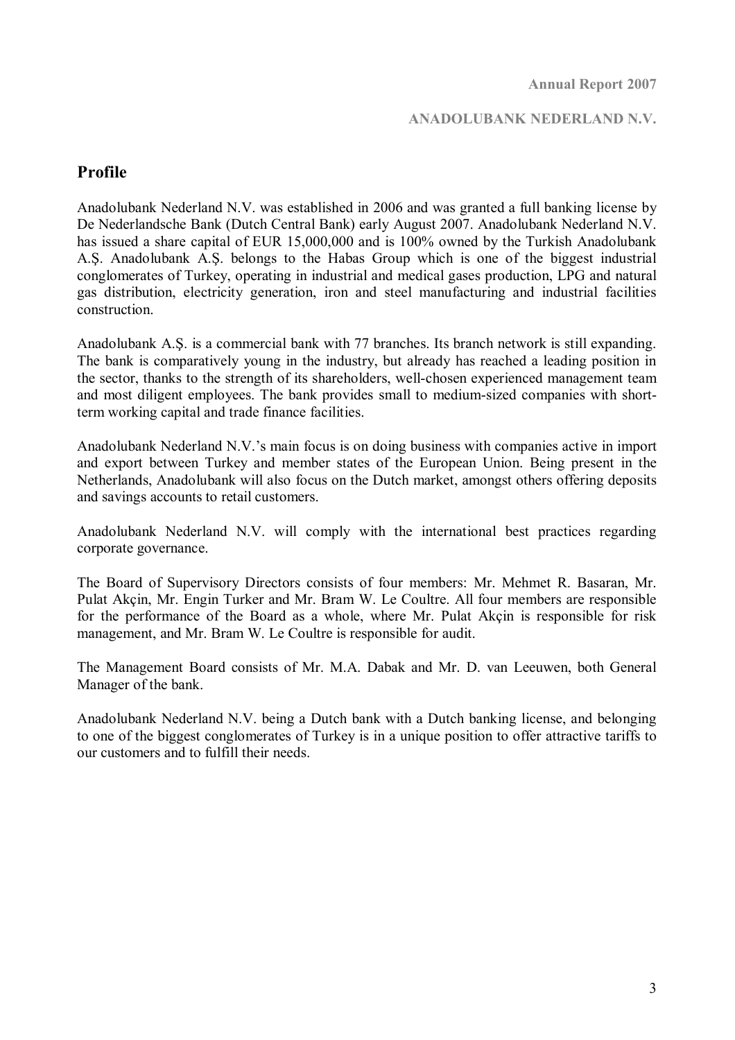## Profile

Anadolubank Nederland N.V. was established in 2006 and was granted a full banking license by De Nederlandsche Bank (Dutch Central Bank) early August 2007. Anadolubank Nederland N.V. has issued a share capital of EUR 15,000,000 and is 100% owned by the Turkish Anadolubank A.Ş. Anadolubank A.Ş. belongs to the Habas Group which is one of the biggest industrial conglomerates of Turkey, operating in industrial and medical gases production, LPG and natural gas distribution, electricity generation, iron and steel manufacturing and industrial facilities construction.

Anadolubank A.Ş. is a commercial bank with 77 branches. Its branch network is still expanding. The bank is comparatively young in the industry, but already has reached a leading position in the sector, thanks to the strength of its shareholders, well-chosen experienced management team and most diligent employees. The bank provides small to medium-sized companies with short-term working capital and trade finance facilities.

Anadolubank Nederland N.V.'s main focus is on doing business with companies active in import and export between Turkey and member states of the European Union. Being present in the Netherlands, Anadolubank will also focus on the Dutch market, amongst others offering deposits and savings accounts to retail customers.

Anadolubank Nederland N.V. will comply with the international best practices regarding corporate governance.

The Board of Supervisory Directors consists of four members: Mr. Mehmet R. Basaran, Mr. Pulat Akçin, Mr. Engin Turker and Mr. Bram W. Le Coultre. All four members are responsible for the performance of the Board as a whole, where Mr. Pulat Akçin is responsible for risk management, and Mr. Bram W. Le Coultre is responsible for audit.

The Management Board consists of Mr. M.A. Dabak and Mr. D. van Leeuwen, both General Manager of the bank.

Anadolubank Nederland N.V. being a Dutch bank with a Dutch banking license, and belonging to one of the biggest conglomerates of Turkey is in a unique position to offer attractive tariffs to our customers and to fulfill their needs.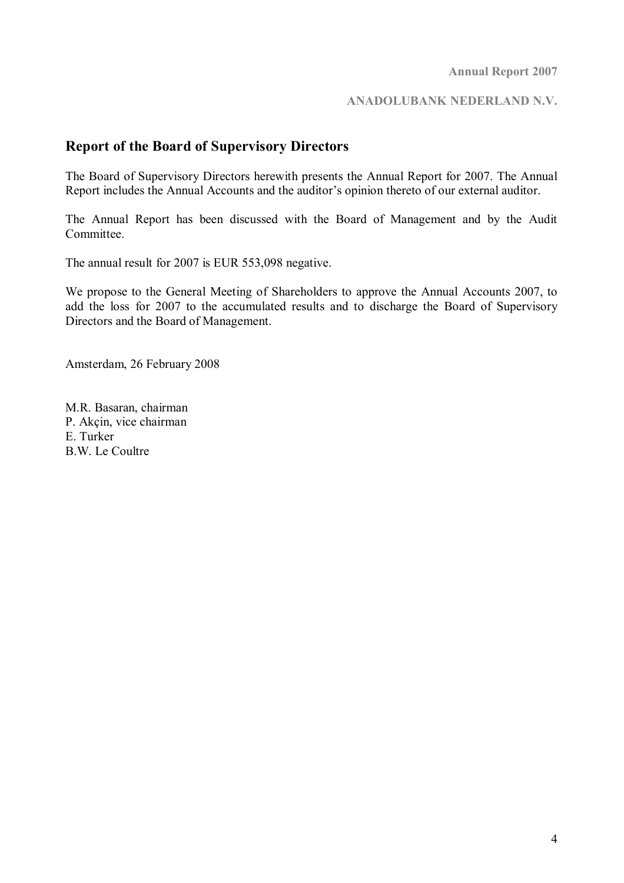## Report of the Board of Supervisory Directors

The Board of Supervisory Directors herewith presents the Annual Report for 2007. The Annual Report includes the Annual Accounts and the auditor's opinion thereto of our external auditor.

The Annual Report has been discussed with the Board of Management and by the Audit Committee.

The annual result for 2007 is EUR 553,098 negative.

We propose to the General Meeting of Shareholders to approve the Annual Accounts 2007, to add the loss for 2007 to the accumulated results and to discharge the Board of Supervisory Directors and the Board of Management.

Amsterdam, 26 February 2008

M.R. Basaran, chairman
P. Akçin, vice chairman
E. Turker
B.W. Le Coultre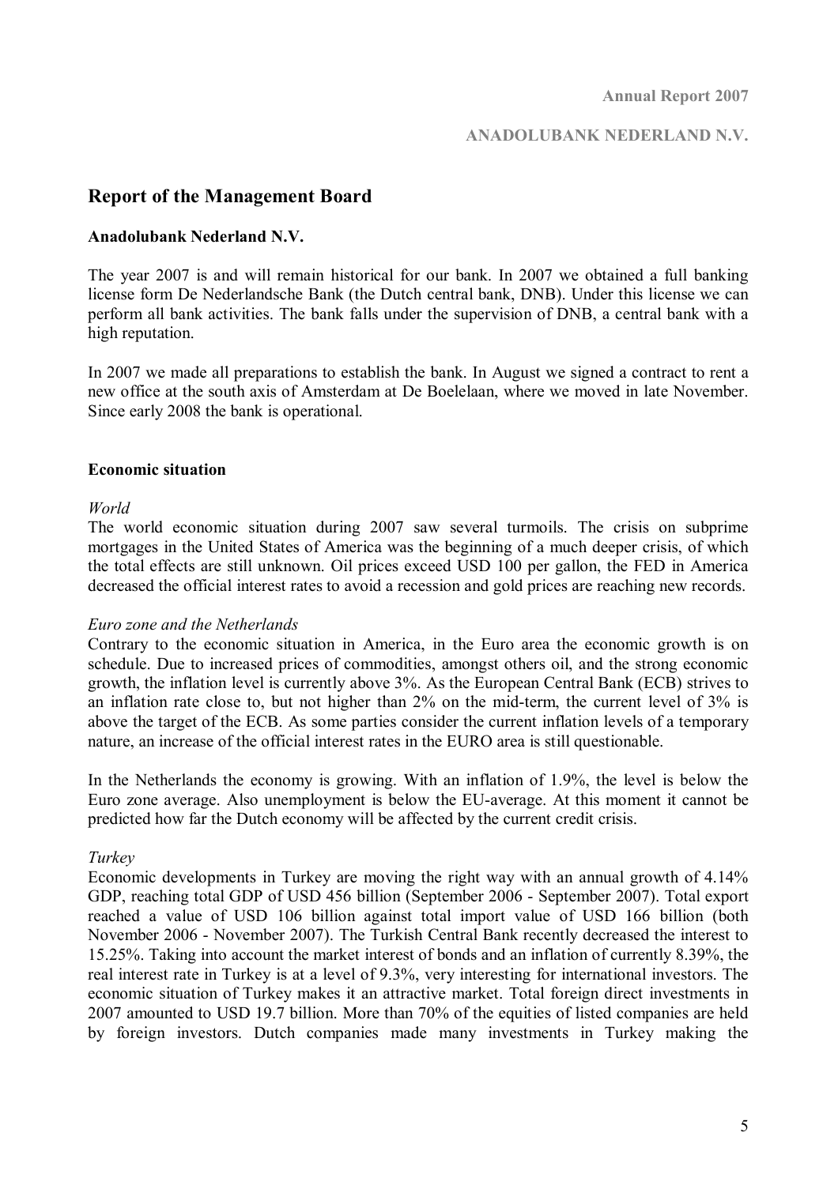## Report of the Management Board

**Anadolubank Nederland N.V.**

The year 2007 is and will remain historical for our bank. In 2007 we obtained a full banking license form De Nederlandsche Bank (the Dutch central bank, DNB). Under this license we can perform all bank activities. The bank falls under the supervision of DNB, a central bank with a high reputation.

In 2007 we made all preparations to establish the bank. In August we signed a contract to rent a new office at the south axis of Amsterdam at De Boelelaan, where we moved in late November. Since early 2008 the bank is operational.

**Economic situation**

*World*

The world economic situation during 2007 saw several turmoils. The crisis on subprime mortgages in the United States of America was the beginning of a much deeper crisis, of which the total effects are still unknown. Oil prices exceed USD 100 per gallon, the FED in America decreased the official interest rates to avoid a recession and gold prices are reaching new records.

*Euro zone and the Netherlands*

Contrary to the economic situation in America, in the Euro area the economic growth is on schedule. Due to increased prices of commodities, amongst others oil, and the strong economic growth, the inflation level is currently above 3%. As the European Central Bank (ECB) strives to an inflation rate close to, but not higher than 2% on the mid-term, the current level of 3% is above the target of the ECB. As some parties consider the current inflation levels of a temporary nature, an increase of the official interest rates in the EURO area is still questionable.

In the Netherlands the economy is growing. With an inflation of 1.9%, the level is below the Euro zone average. Also unemployment is below the EU-average. At this moment it cannot be predicted how far the Dutch economy will be affected by the current credit crisis.

*Turkey*

Economic developments in Turkey are moving the right way with an annual growth of 4.14% GDP, reaching total GDP of USD 456 billion (September 2006 - September 2007). Total export reached a value of USD 106 billion against total import value of USD 166 billion (both November 2006 - November 2007). The Turkish Central Bank recently decreased the interest to 15.25%. Taking into account the market interest of bonds and an inflation of currently 8.39%, the real interest rate in Turkey is at a level of 9.3%, very interesting for international investors. The economic situation of Turkey makes it an attractive market. Total foreign direct investments in 2007 amounted to USD 19.7 billion. More than 70% of the equities of listed companies are held by foreign investors. Dutch companies made many investments in Turkey making the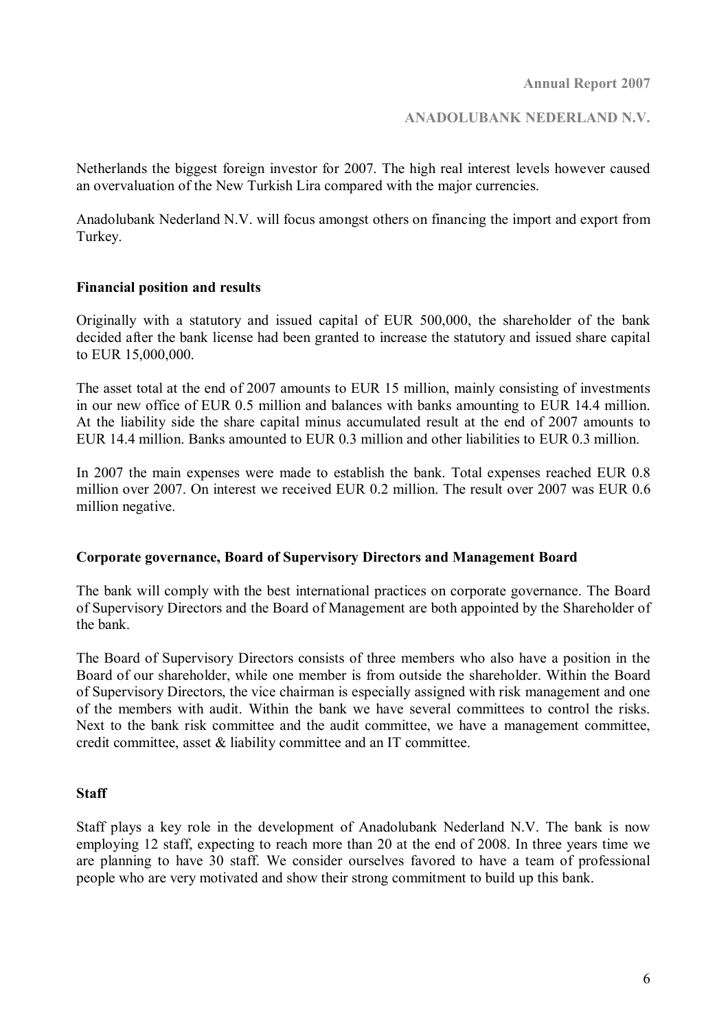Netherlands the biggest foreign investor for 2007. The high real interest levels however caused an overvaluation of the New Turkish Lira compared with the major currencies.

Anadolubank Nederland N.V. will focus amongst others on financing the import and export from Turkey.

**Financial position and results**

Originally with a statutory and issued capital of EUR 500,000, the shareholder of the bank decided after the bank license had been granted to increase the statutory and issued share capital to EUR 15,000,000.

The asset total at the end of 2007 amounts to EUR 15 million, mainly consisting of investments in our new office of EUR 0.5 million and balances with banks amounting to EUR 14.4 million. At the liability side the share capital minus accumulated result at the end of 2007 amounts to EUR 14.4 million. Banks amounted to EUR 0.3 million and other liabilities to EUR 0.3 million.

In 2007 the main expenses were made to establish the bank. Total expenses reached EUR 0.8 million over 2007. On interest we received EUR 0.2 million. The result over 2007 was EUR 0.6 million negative.

**Corporate governance, Board of Supervisory Directors and Management Board**

The bank will comply with the best international practices on corporate governance. The Board of Supervisory Directors and the Board of Management are both appointed by the Shareholder of the bank.

The Board of Supervisory Directors consists of three members who also have a position in the Board of our shareholder, while one member is from outside the shareholder. Within the Board of Supervisory Directors, the vice chairman is especially assigned with risk management and one of the members with audit. Within the bank we have several committees to control the risks. Next to the bank risk committee and the audit committee, we have a management committee, credit committee, asset & liability committee and an IT committee.

**Staff**

Staff plays a key role in the development of Anadolubank Nederland N.V. The bank is now employing 12 staff, expecting to reach more than 20 at the end of 2008. In three years time we are planning to have 30 staff. We consider ourselves favored to have a team of professional people who are very motivated and show their strong commitment to build up this bank.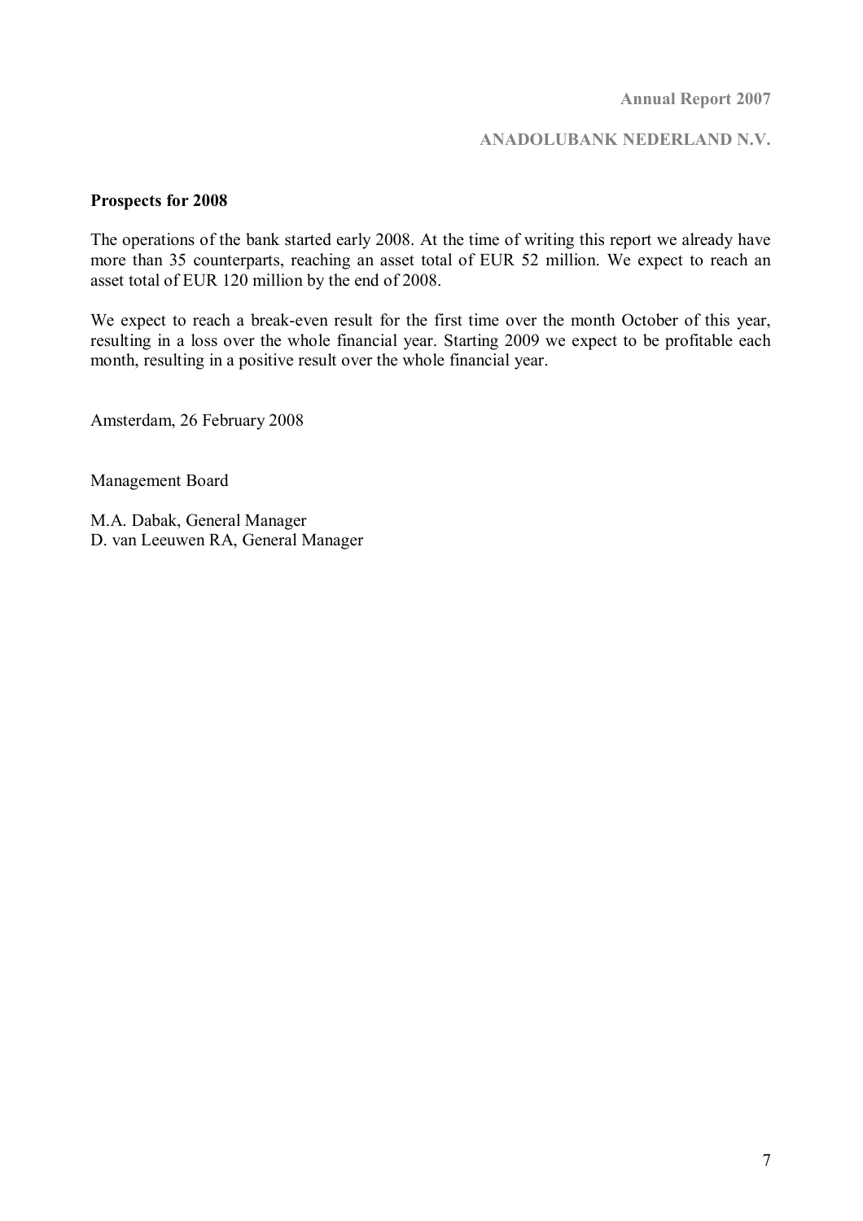## Prospects for 2008

The operations of the bank started early 2008. At the time of writing this report we already have more than 35 counterparts, reaching an asset total of EUR 52 million. We expect to reach an asset total of EUR 120 million by the end of 2008.

We expect to reach a break-even result for the first time over the month October of this year, resulting in a loss over the whole financial year. Starting 2009 we expect to be profitable each month, resulting in a positive result over the whole financial year.

Amsterdam, 26 February 2008

Management Board

M.A. Dabak, General Manager  
D. van Leeuwen RA, General Manager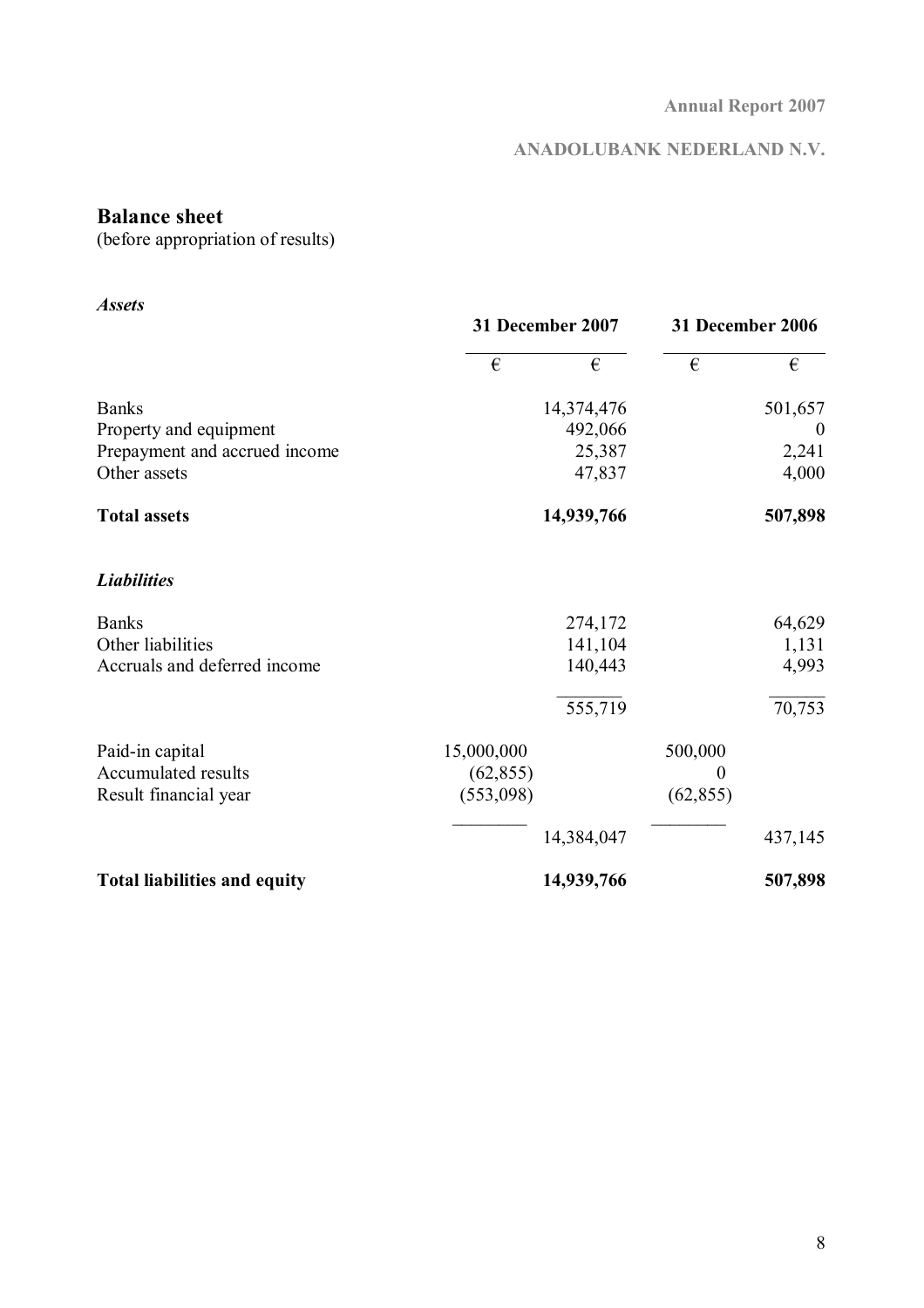## Balance sheet

(before appropriation of results)

| *Assets* | 31 December 2007 | | 31 December 2006 | |
|---|---|---|---|---|
| | € | € | € | € |
| Banks | | 14,374,476 | | 501,657 |
| Property and equipment | | 492,066 | | 0 |
| Prepayment and accrued income | | 25,387 | | 2,241 |
| Other assets | | 47,837 | | 4,000 |
| **Total assets** | | **14,939,766** | | **507,898** |
| | | | | |
| ***Liabilities*** | | | | |
| Banks | | 274,172 | | 64,629 |
| Other liabilities | | 141,104 | | 1,131 |
| Accruals and deferred income | | 140,443 | | 4,993 |
| | | 555,719 | | 70,753 |
| Paid-in capital | 15,000,000 | | 500,000 | |
| Accumulated results | (62,855) | | 0 | |
| Result financial year | (553,098) | | (62,855) | |
| | | 14,384,047 | | 437,145 |
| **Total liabilities and equity** | | **14,939,766** | | **507,898** |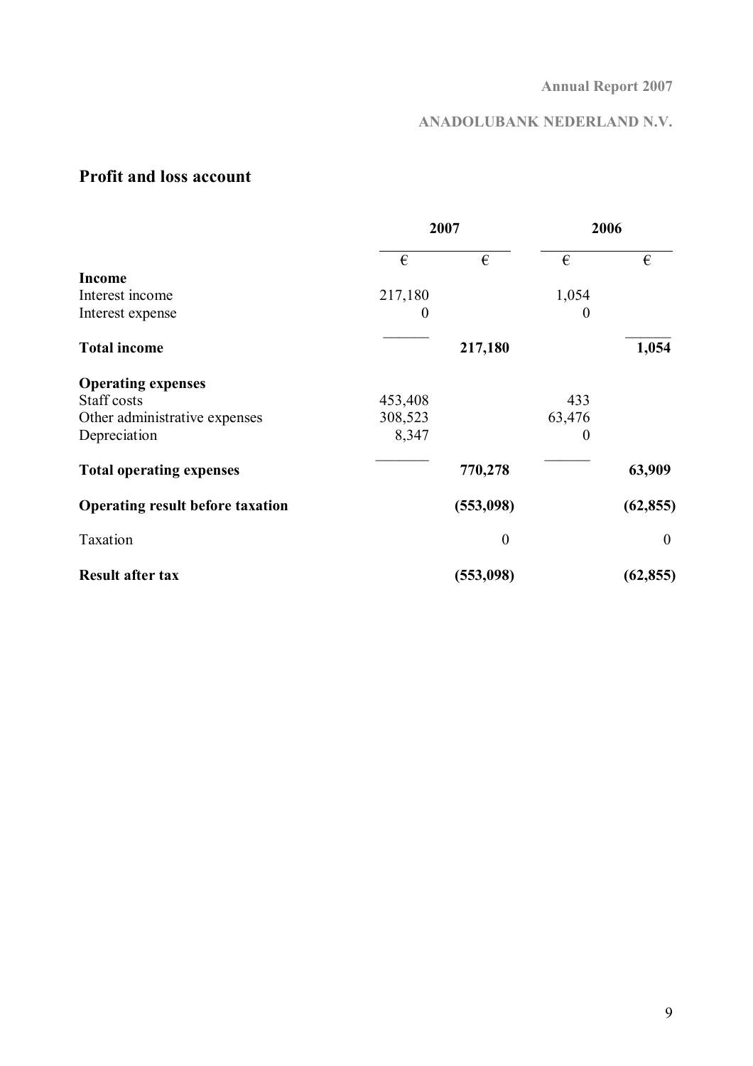## Profit and loss account

| | 2007 | | 2006 | |
|---|---|---|---|---|
| | € | € | € | € |
| **Income** | | | | |
| Interest income | 217,180 | | 1,054 | |
| Interest expense | 0 | | 0 | |
| **Total income** | | **217,180** | | **1,054** |
| **Operating expenses** | | | | |
| Staff costs | 453,408 | | 433 | |
| Other administrative expenses | 308,523 | | 63,476 | |
| Depreciation | 8,347 | | 0 | |
| **Total operating expenses** | | **770,278** | | **63,909** |
| **Operating result before taxation** | | **(553,098)** | | **(62,855)** |
| Taxation | | 0 | | 0 |
| **Result after tax** | | **(553,098)** | | **(62,855)** |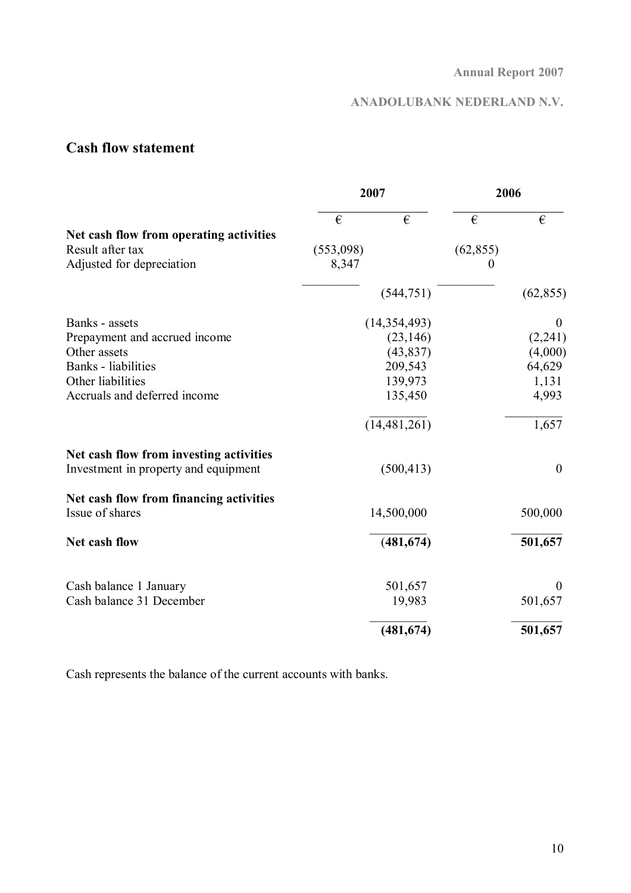## Cash flow statement

| | 2007 | | 2006 | |
|---|---|---|---|---|
| | € | € | € | € |
| **Net cash flow from operating activities** | | | | |
| Result after tax | (553,098) | | (62,855) | |
| Adjusted for depreciation | 8,347 | | 0 | |
| | | (544,751) | | (62,855) |
| Banks - assets | | (14,354,493) | | 0 |
| Prepayment and accrued income | | (23,146) | | (2,241) |
| Other assets | | (43,837) | | (4,000) |
| Banks - liabilities | | 209,543 | | 64,629 |
| Other liabilities | | 139,973 | | 1,131 |
| Accruals and deferred income | | 135,450 | | 4,993 |
| | | (14,481,261) | | 1,657 |
| **Net cash flow from investing activities** | | | | |
| Investment in property and equipment | | (500,413) | | 0 |
| **Net cash flow from financing activities** | | | | |
| Issue of shares | | 14,500,000 | | 500,000 |
| **Net cash flow** | | **(481,674)** | | **501,657** |
| Cash balance 1 January | | 501,657 | | 0 |
| Cash balance 31 December | | 19,983 | | 501,657 |
| | | **(481,674)** | | **501,657** |

Cash represents the balance of the current accounts with banks.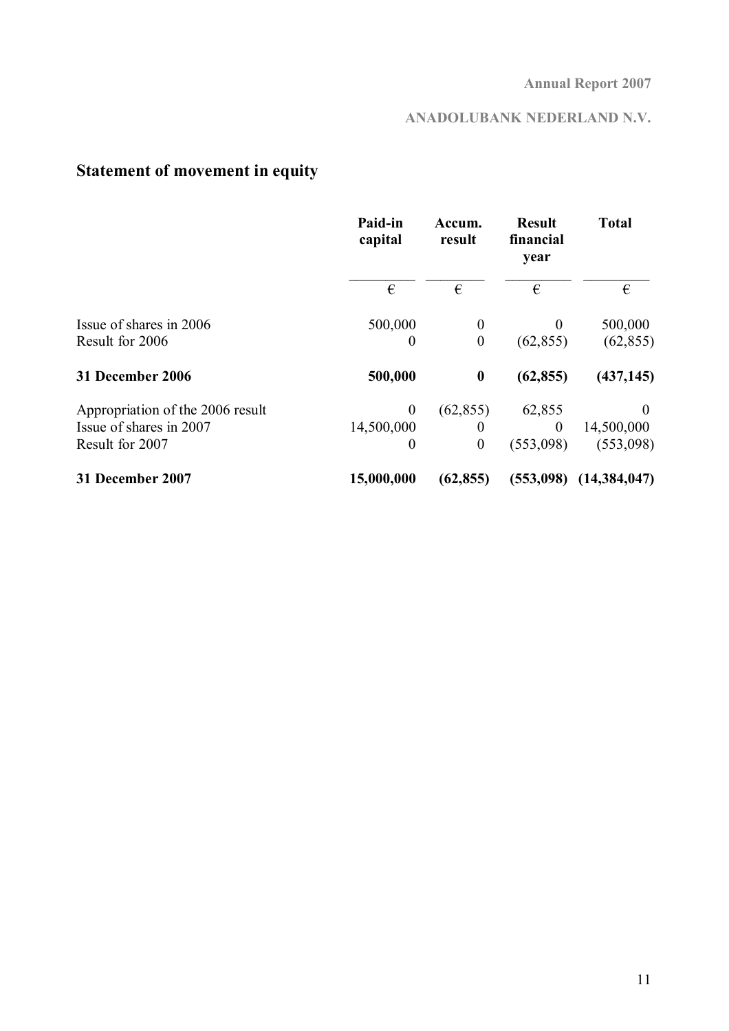## Statement of movement in equity

| | Paid-in capital | Accum. result | Result financial year | Total |
|---|---|---|---|---|
| | € | € | € | € |
| Issue of shares in 2006 | 500,000 | 0 | 0 | 500,000 |
| Result for 2006 | 0 | 0 | (62,855) | (62,855) |
| **31 December 2006** | **500,000** | **0** | **(62,855)** | **(437,145)** |
| Appropriation of the 2006 result | 0 | (62,855) | 62,855 | 0 |
| Issue of shares in 2007 | 14,500,000 | 0 | 0 | 14,500,000 |
| Result for 2007 | 0 | 0 | (553,098) | (553,098) |
| **31 December 2007** | **15,000,000** | **(62,855)** | **(553,098)** | **(14,384,047)** |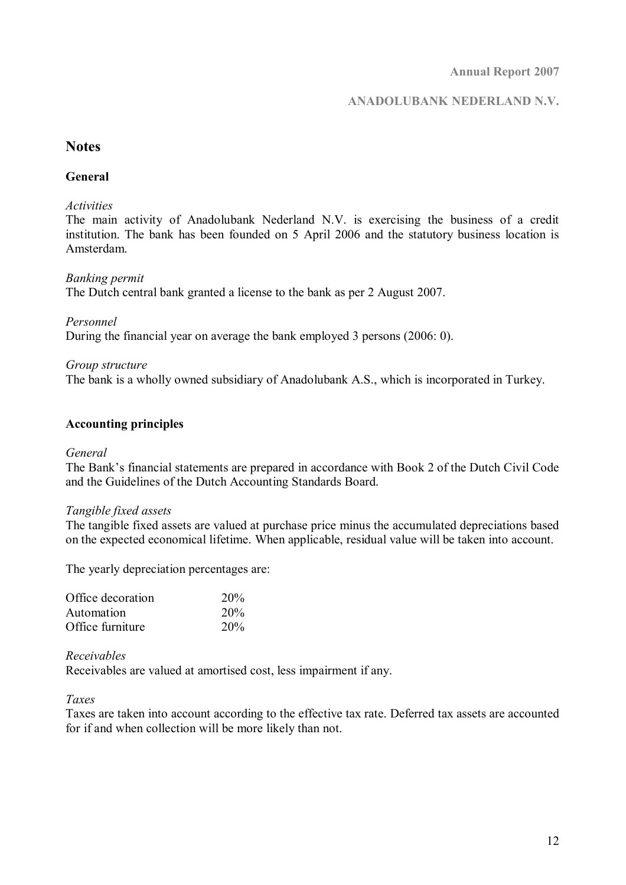# Notes

## General

*Activities*
The main activity of Anadolubank Nederland N.V. is exercising the business of a credit institution. The bank has been founded on 5 April 2006 and the statutory business location is Amsterdam.

*Banking permit*
The Dutch central bank granted a license to the bank as per 2 August 2007.

*Personnel*
During the financial year on average the bank employed 3 persons (2006: 0).

*Group structure*
The bank is a wholly owned subsidiary of Anadolubank A.S., which is incorporated in Turkey.

## Accounting principles

*General*
The Bank's financial statements are prepared in accordance with Book 2 of the Dutch Civil Code and the Guidelines of the Dutch Accounting Standards Board.

*Tangible fixed assets*
The tangible fixed assets are valued at purchase price minus the accumulated depreciations based on the expected economical lifetime. When applicable, residual value will be taken into account.

The yearly depreciation percentages are:

| | |
|---|---|
| Office decoration | 20% |
| Automation | 20% |
| Office furniture | 20% |

*Receivables*
Receivables are valued at amortised cost, less impairment if any.

*Taxes*
Taxes are taken into account according to the effective tax rate. Deferred tax assets are accounted for if and when collection will be more likely than not.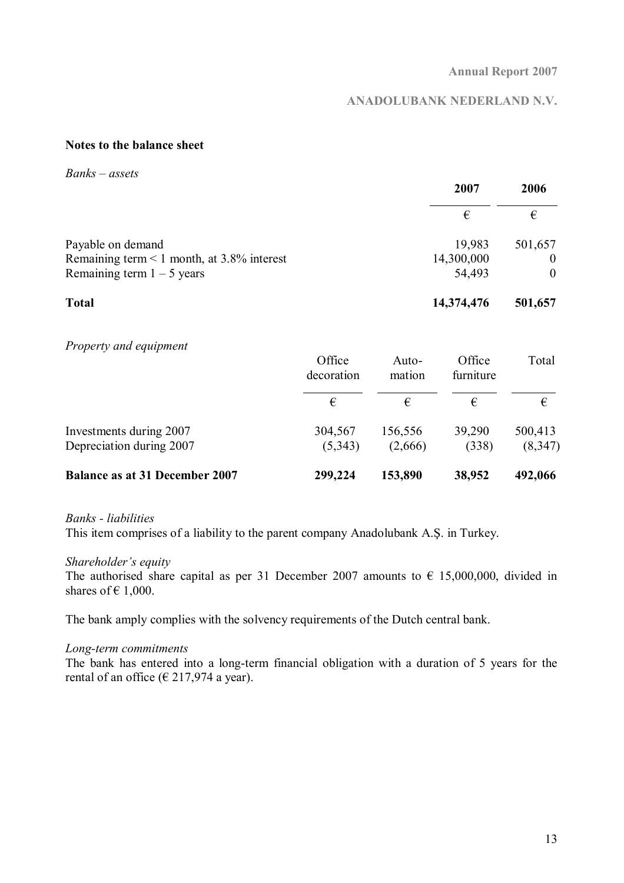## Notes to the balance sheet

*Banks – assets*

| | 2007 | 2006 |
|---|---|---|
| | € | € |
| Payable on demand | 19,983 | 501,657 |
| Remaining term < 1 month, at 3.8% interest | 14,300,000 | 0 |
| Remaining term 1 – 5 years | 54,493 | 0 |
| **Total** | **14,374,476** | **501,657** |

*Property and equipment*

| | Office decoration | Auto-mation | Office furniture | Total |
|---|---|---|---|---|
| | € | € | € | € |
| Investments during 2007 | 304,567 | 156,556 | 39,290 | 500,413 |
| Depreciation during 2007 | (5,343) | (2,666) | (338) | (8,347) |
| **Balance as at 31 December 2007** | **299,224** | **153,890** | **38,952** | **492,066** |

*Banks - liabilities*

This item comprises of a liability to the parent company Anadolubank A.Ş. in Turkey.

*Shareholder's equity*

The authorised share capital as per 31 December 2007 amounts to € 15,000,000, divided in shares of € 1,000.

The bank amply complies with the solvency requirements of the Dutch central bank.

*Long-term commitments*

The bank has entered into a long-term financial obligation with a duration of 5 years for the rental of an office (€ 217,974 a year).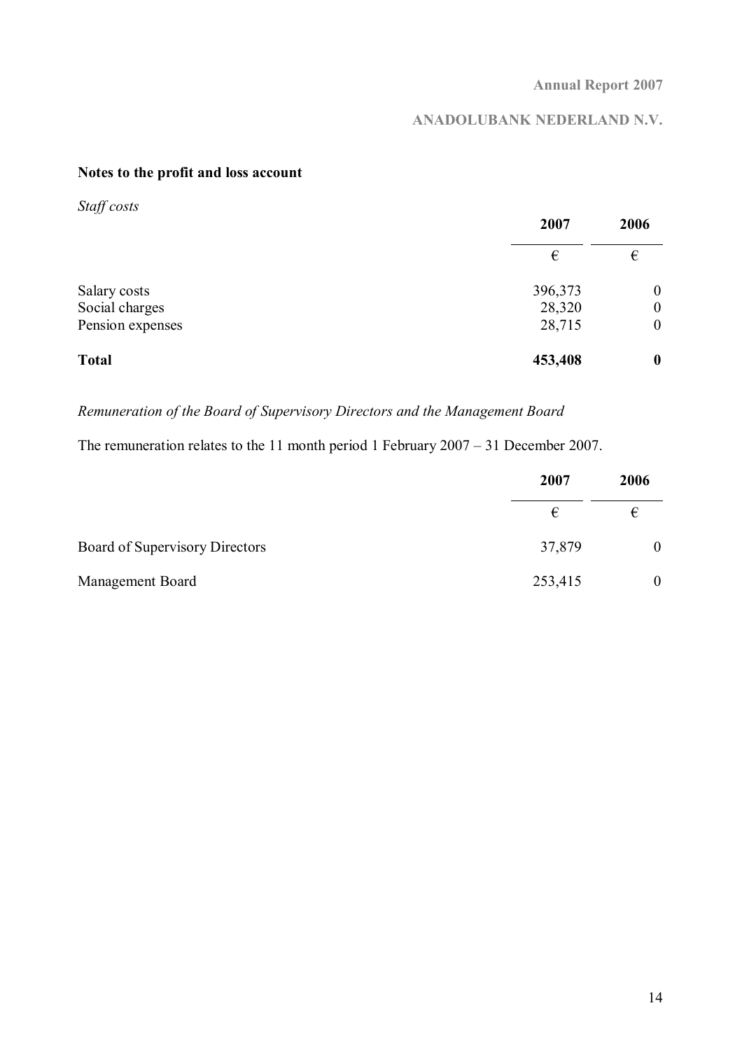## Notes to the profit and loss account

*Staff costs*

| | 2007 | 2006 |
|---|---|---|
| | € | € |
| Salary costs | 396,373 | 0 |
| Social charges | 28,320 | 0 |
| Pension expenses | 28,715 | 0 |
| **Total** | **453,408** | **0** |

*Remuneration of the Board of Supervisory Directors and the Management Board*

The remuneration relates to the 11 month period 1 February 2007 – 31 December 2007.

| | 2007 | 2006 |
|---|---|---|
| | € | € |
| Board of Supervisory Directors | 37,879 | 0 |
| Management Board | 253,415 | 0 |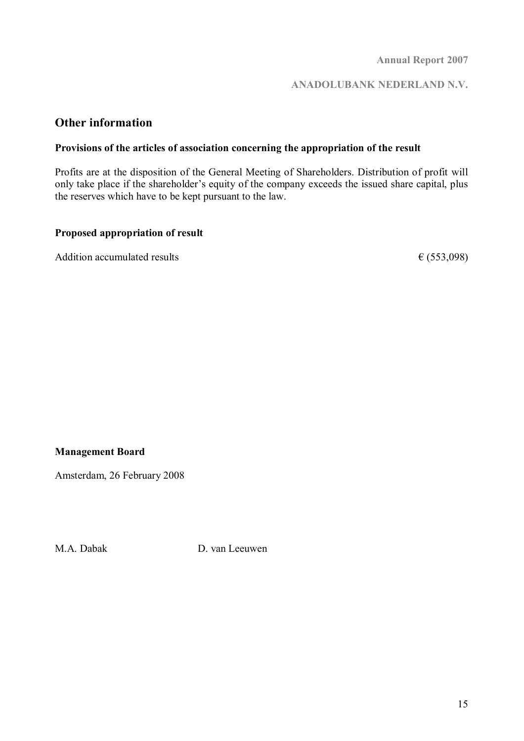## Other information

### Provisions of the articles of association concerning the appropriation of the result

Profits are at the disposition of the General Meeting of Shareholders. Distribution of profit will only take place if the shareholder's equity of the company exceeds the issued share capital, plus the reserves which have to be kept pursuant to the law.

### Proposed appropriation of result

| | |
|---|---|
| Addition accumulated results | € (553,098) |

**Management Board**

Amsterdam, 26 February 2008

M.A. Dabak D. van Leeuwen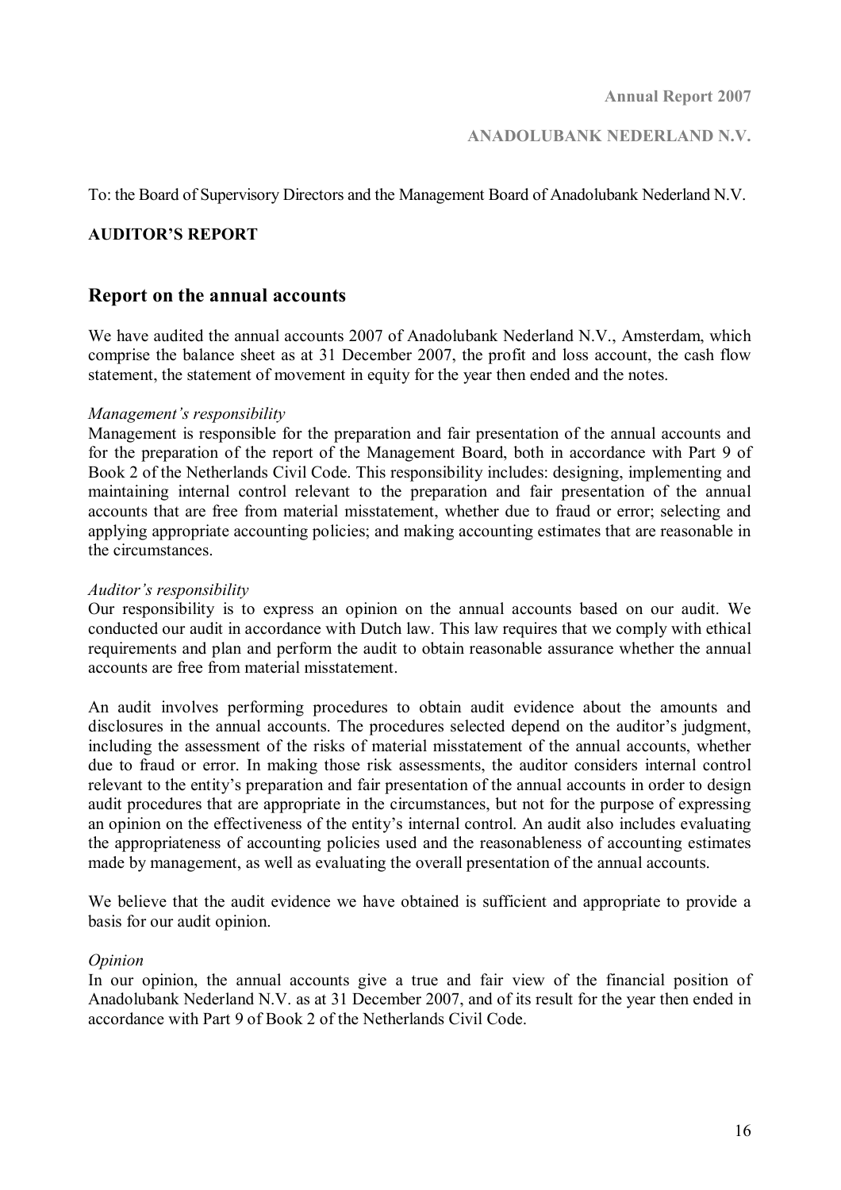To: the Board of Supervisory Directors and the Management Board of Anadolubank Nederland N.V.

**AUDITOR'S REPORT**

## Report on the annual accounts

We have audited the annual accounts 2007 of Anadolubank Nederland N.V., Amsterdam, which comprise the balance sheet as at 31 December 2007, the profit and loss account, the cash flow statement, the statement of movement in equity for the year then ended and the notes.

*Management's responsibility*
Management is responsible for the preparation and fair presentation of the annual accounts and for the preparation of the report of the Management Board, both in accordance with Part 9 of Book 2 of the Netherlands Civil Code. This responsibility includes: designing, implementing and maintaining internal control relevant to the preparation and fair presentation of the annual accounts that are free from material misstatement, whether due to fraud or error; selecting and applying appropriate accounting policies; and making accounting estimates that are reasonable in the circumstances.

*Auditor's responsibility*
Our responsibility is to express an opinion on the annual accounts based on our audit. We conducted our audit in accordance with Dutch law. This law requires that we comply with ethical requirements and plan and perform the audit to obtain reasonable assurance whether the annual accounts are free from material misstatement.

An audit involves performing procedures to obtain audit evidence about the amounts and disclosures in the annual accounts. The procedures selected depend on the auditor's judgment, including the assessment of the risks of material misstatement of the annual accounts, whether due to fraud or error. In making those risk assessments, the auditor considers internal control relevant to the entity's preparation and fair presentation of the annual accounts in order to design audit procedures that are appropriate in the circumstances, but not for the purpose of expressing an opinion on the effectiveness of the entity's internal control. An audit also includes evaluating the appropriateness of accounting policies used and the reasonableness of accounting estimates made by management, as well as evaluating the overall presentation of the annual accounts.

We believe that the audit evidence we have obtained is sufficient and appropriate to provide a basis for our audit opinion.

*Opinion*
In our opinion, the annual accounts give a true and fair view of the financial position of Anadolubank Nederland N.V. as at 31 December 2007, and of its result for the year then ended in accordance with Part 9 of Book 2 of the Netherlands Civil Code.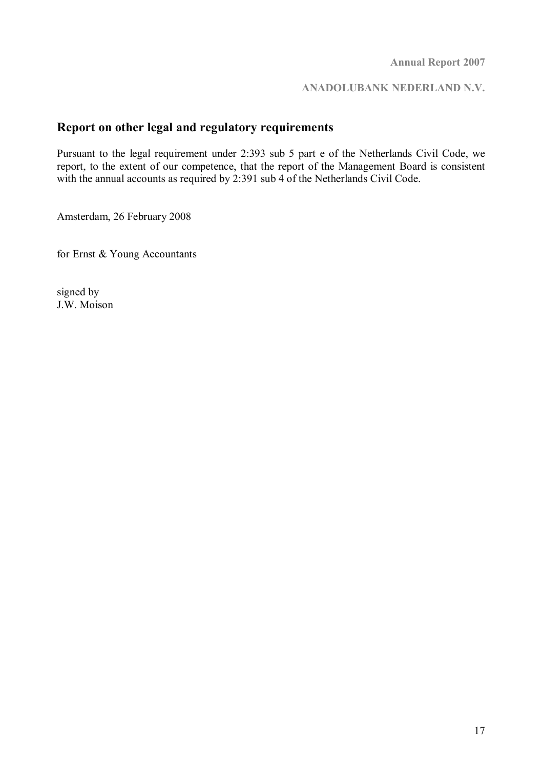## Report on other legal and regulatory requirements

Pursuant to the legal requirement under 2:393 sub 5 part e of the Netherlands Civil Code, we report, to the extent of our competence, that the report of the Management Board is consistent with the annual accounts as required by 2:391 sub 4 of the Netherlands Civil Code.

Amsterdam, 26 February 2008

for Ernst & Young Accountants

signed by
J.W. Moison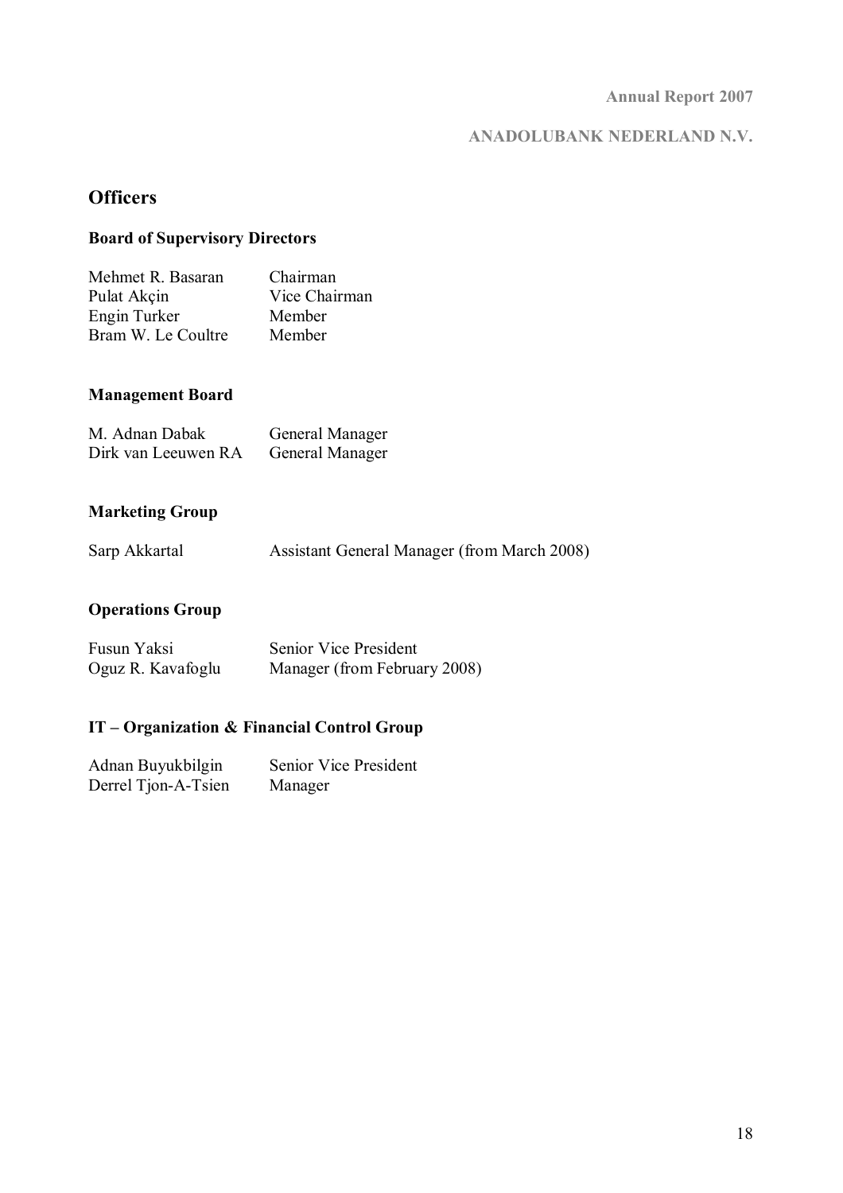## Officers

### Board of Supervisory Directors

| | |
|---|---|
| Mehmet R. Basaran | Chairman |
| Pulat Akçin | Vice Chairman |
| Engin Turker | Member |
| Bram W. Le Coultre | Member |

### Management Board

| | |
|---|---|
| M. Adnan Dabak | General Manager |
| Dirk van Leeuwen RA | General Manager |

### Marketing Group

| | |
|---|---|
| Sarp Akkartal | Assistant General Manager (from March 2008) |

### Operations Group

| | |
|---|---|
| Fusun Yaksi | Senior Vice President |
| Oguz R. Kavafoglu | Manager (from February 2008) |

### IT – Organization & Financial Control Group

| | |
|---|---|
| Adnan Buyukbilgin | Senior Vice President |
| Derrel Tjon-A-Tsien | Manager |